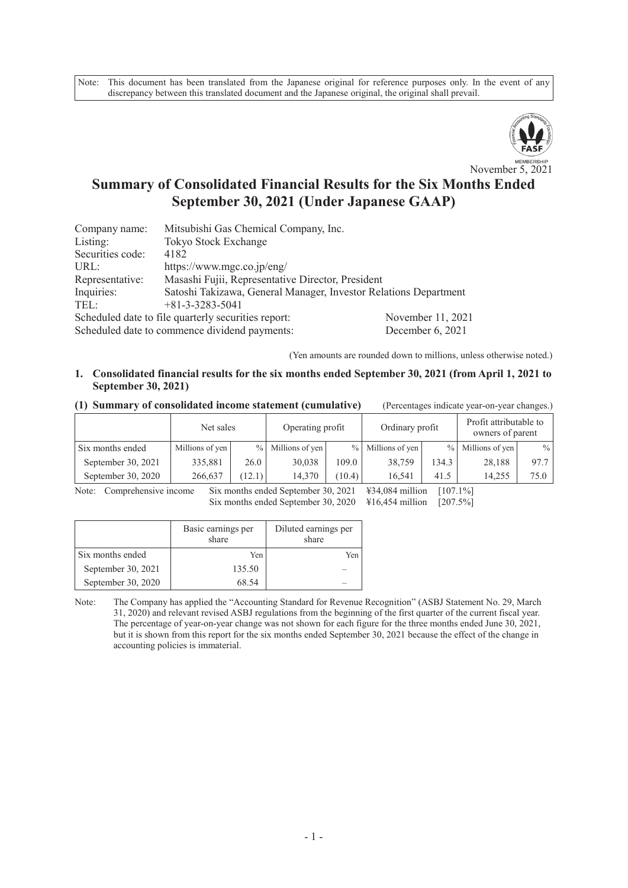Note: This document has been translated from the Japanese original for reference purposes only. In the event of any discrepancy between this translated document and the Japanese original, the original shall prevail.

November 5, 2021

# Summary of Consolidated Financial Results for the Six Months Ended September 30, 2021 (Under Japanese GAAP)

| | |
|---|---|
| Company name: | Mitsubishi Gas Chemical Company, Inc. |
| Listing: | Tokyo Stock Exchange |
| Securities code: | 4182 |
| URL: | https://www.mgc.co.jp/eng/ |
| Representative: | Masashi Fujii, Representative Director, President |
| Inquiries: | Satoshi Takizawa, General Manager, Investor Relations Department |
| TEL: | +81-3-3283-5041 |

Scheduled date to file quarterly securities report: November 11, 2021
Scheduled date to commence dividend payments: December 6, 2021

(Yen amounts are rounded down to millions, unless otherwise noted.)

## 1. Consolidated financial results for the six months ended September 30, 2021 (from April 1, 2021 to September 30, 2021)

### (1) Summary of consolidated income statement (cumulative)

(Percentages indicate year-on-year changes.)

| | Net sales | | Operating profit | | Ordinary profit | | Profit attributable to owners of parent | |
|---|---|---|---|---|---|---|---|---|
| Six months ended | Millions of yen | % | Millions of yen | % | Millions of yen | % | Millions of yen | % |
| September 30, 2021 | 335,881 | 26.0 | 30,038 | 109.0 | 38,759 | 134.3 | 28,188 | 97.7 |
| September 30, 2020 | 266,637 | (12.1) | 14,370 | (10.4) | 16,541 | 41.5 | 14,255 | 75.0 |

Note: Comprehensive income
Six months ended September 30, 2021 ¥34,084 million [107.1%]
Six months ended September 30, 2020 ¥16,454 million [207.5%]

| | Basic earnings per share | Diluted earnings per share |
|---|---|---|
| Six months ended | Yen | Yen |
| September 30, 2021 | 135.50 | – |
| September 30, 2020 | 68.54 | – |

Note: The Company has applied the "Accounting Standard for Revenue Recognition" (ASBJ Statement No. 29, March 31, 2020) and relevant revised ASBJ regulations from the beginning of the first quarter of the current fiscal year. The percentage of year-on-year change was not shown for each figure for the three months ended June 30, 2021, but it is shown from this report for the six months ended September 30, 2021 because the effect of the change in accounting policies is immaterial.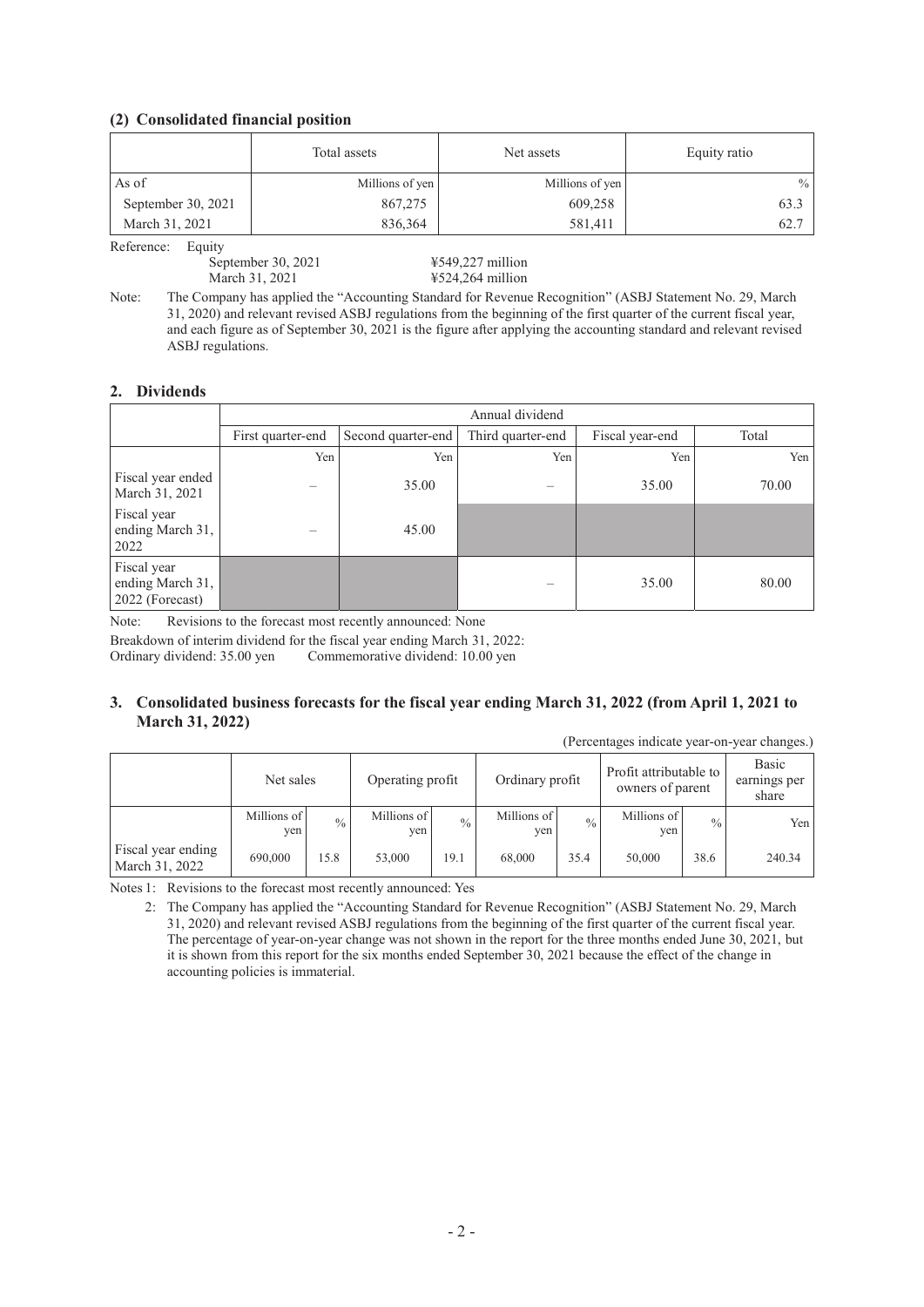### (2) Consolidated financial position

| | Total assets | Net assets | Equity ratio |
|---|---|---|---|
| As of | Millions of yen | Millions of yen | % |
| September 30, 2021 | 867,275 | 609,258 | 63.3 |
| March 31, 2021 | 836,364 | 581,411 | 62.7 |

Reference: Equity
September 30, 2021 ¥549,227 million
March 31, 2021 ¥524,264 million

Note: The Company has applied the "Accounting Standard for Revenue Recognition" (ASBJ Statement No. 29, March 31, 2020) and relevant revised ASBJ regulations from the beginning of the first quarter of the current fiscal year, and each figure as of September 30, 2021 is the figure after applying the accounting standard and relevant revised ASBJ regulations.

## 2. Dividends

| | Annual dividend | | | | |
|---|---|---|---|---|---|
| | First quarter-end | Second quarter-end | Third quarter-end | Fiscal year-end | Total |
| | Yen | Yen | Yen | Yen | Yen |
| Fiscal year ended March 31, 2021 | – | 35.00 | – | 35.00 | 70.00 |
| Fiscal year ending March 31, 2022 | – | 45.00 | | | |
| Fiscal year ending March 31, 2022 (Forecast) | | | – | 35.00 | 80.00 |

Note: Revisions to the forecast most recently announced: None

Breakdown of interim dividend for the fiscal year ending March 31, 2022:
Ordinary dividend: 35.00 yen Commemorative dividend: 10.00 yen

## 3. Consolidated business forecasts for the fiscal year ending March 31, 2022 (from April 1, 2021 to March 31, 2022)

(Percentages indicate year-on-year changes.)

| | Net sales | | Operating profit | | Ordinary profit | | Profit attributable to owners of parent | | Basic earnings per share |
|---|---|---|---|---|---|---|---|---|---|
| | Millions of yen | % | Millions of yen | % | Millions of yen | % | Millions of yen | % | Yen |
| Fiscal year ending March 31, 2022 | 690,000 | 15.8 | 53,000 | 19.1 | 68,000 | 35.4 | 50,000 | 38.6 | 240.34 |

Notes 1: Revisions to the forecast most recently announced: Yes

2: The Company has applied the "Accounting Standard for Revenue Recognition" (ASBJ Statement No. 29, March 31, 2020) and relevant revised ASBJ regulations from the beginning of the first quarter of the current fiscal year. The percentage of year-on-year change was not shown in the report for the three months ended June 30, 2021, but it is shown from this report for the six months ended September 30, 2021 because the effect of the change in accounting policies is immaterial.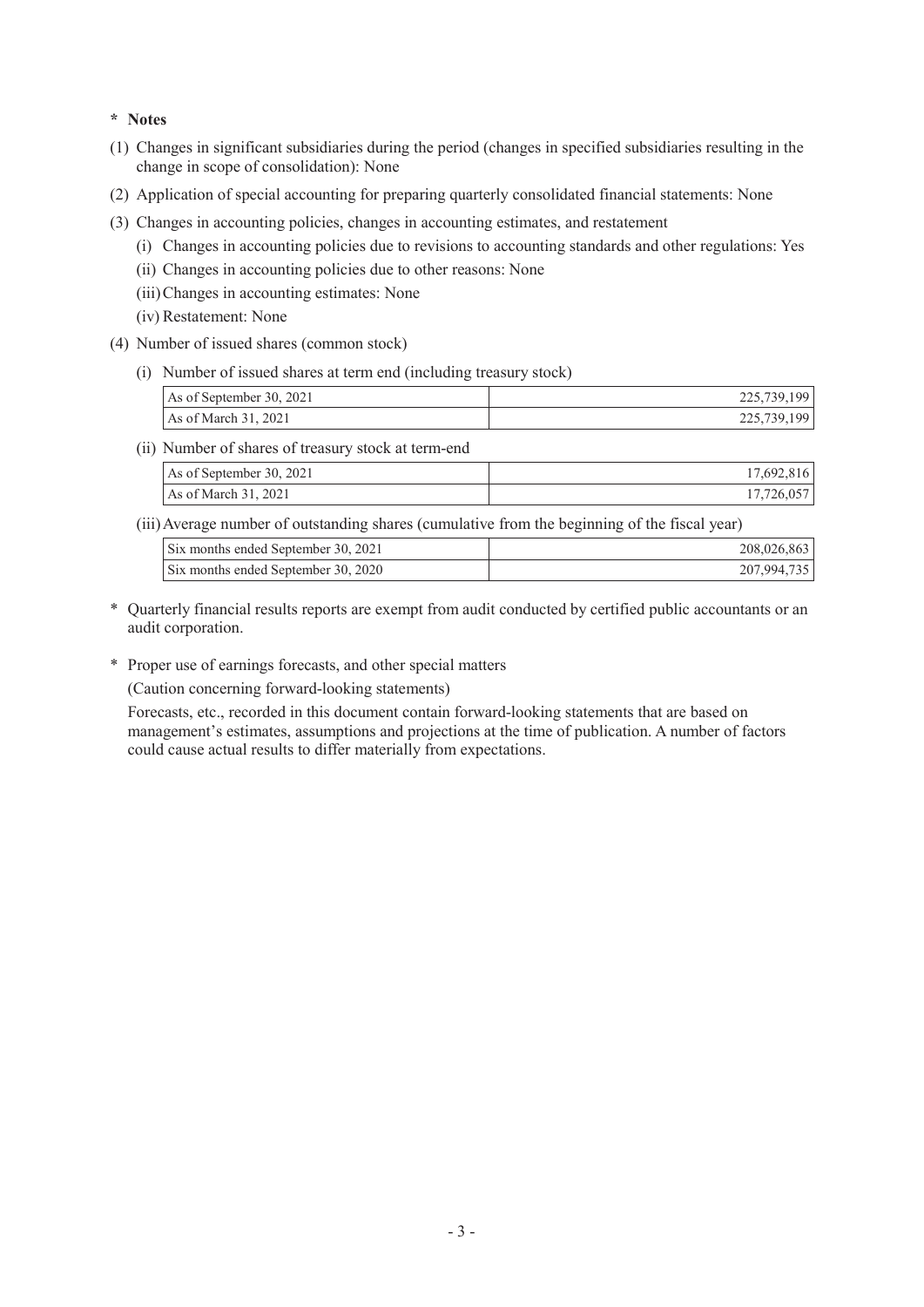**\* Notes**

(1) Changes in significant subsidiaries during the period (changes in specified subsidiaries resulting in the change in scope of consolidation): None

(2) Application of special accounting for preparing quarterly consolidated financial statements: None

(3) Changes in accounting policies, changes in accounting estimates, and restatement

(i) Changes in accounting policies due to revisions to accounting standards and other regulations: Yes

(ii) Changes in accounting policies due to other reasons: None

(iii) Changes in accounting estimates: None

(iv) Restatement: None

(4) Number of issued shares (common stock)

(i) Number of issued shares at term end (including treasury stock)

| | |
|---|---:|
| As of September 30, 2021 | 225,739,199 |
| As of March 31, 2021 | 225,739,199 |

(ii) Number of shares of treasury stock at term-end

| | |
|---|---:|
| As of September 30, 2021 | 17,692,816 |
| As of March 31, 2021 | 17,726,057 |

(iii) Average number of outstanding shares (cumulative from the beginning of the fiscal year)

| | |
|---|---:|
| Six months ended September 30, 2021 | 208,026,863 |
| Six months ended September 30, 2020 | 207,994,735 |

\* Quarterly financial results reports are exempt from audit conducted by certified public accountants or an audit corporation.

\* Proper use of earnings forecasts, and other special matters

(Caution concerning forward-looking statements)

Forecasts, etc., recorded in this document contain forward-looking statements that are based on management's estimates, assumptions and projections at the time of publication. A number of factors could cause actual results to differ materially from expectations.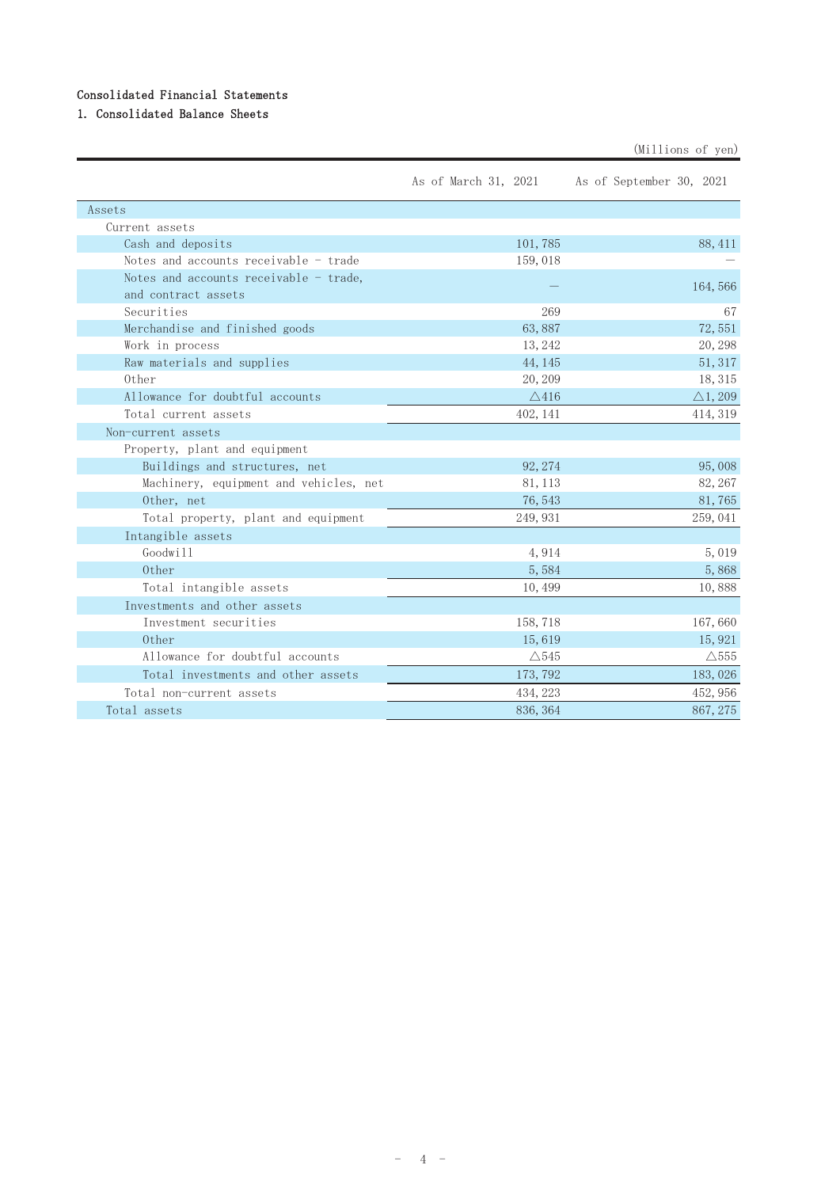## Consolidated Financial Statements

### 1. Consolidated Balance Sheets

(Millions of yen)

| | As of March 31, 2021 | As of September 30, 2021 |
|---|---|---|
| Assets | | |
| Current assets | | |
| Cash and deposits | 101,785 | 88,411 |
| Notes and accounts receivable - trade | 159,018 | — |
| Notes and accounts receivable - trade, and contract assets | — | 164,566 |
| Securities | 269 | 67 |
| Merchandise and finished goods | 63,887 | 72,551 |
| Work in process | 13,242 | 20,298 |
| Raw materials and supplies | 44,145 | 51,317 |
| Other | 20,209 | 18,315 |
| Allowance for doubtful accounts | △416 | △1,209 |
| Total current assets | 402,141 | 414,319 |
| Non-current assets | | |
| Property, plant and equipment | | |
| Buildings and structures, net | 92,274 | 95,008 |
| Machinery, equipment and vehicles, net | 81,113 | 82,267 |
| Other, net | 76,543 | 81,765 |
| Total property, plant and equipment | 249,931 | 259,041 |
| Intangible assets | | |
| Goodwill | 4,914 | 5,019 |
| Other | 5,584 | 5,868 |
| Total intangible assets | 10,499 | 10,888 |
| Investments and other assets | | |
| Investment securities | 158,718 | 167,660 |
| Other | 15,619 | 15,921 |
| Allowance for doubtful accounts | △545 | △555 |
| Total investments and other assets | 173,792 | 183,026 |
| Total non-current assets | 434,223 | 452,956 |
| Total assets | 836,364 | 867,275 |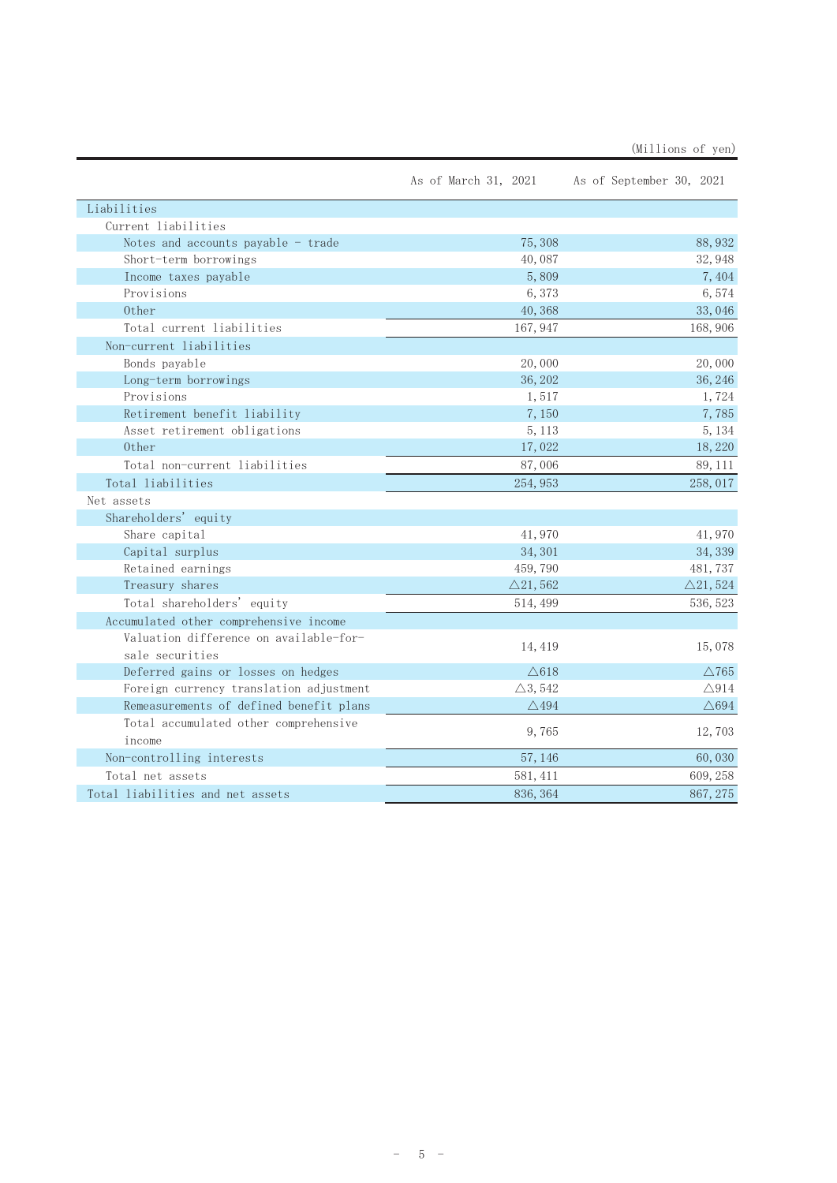(Millions of yen)

| | As of March 31, 2021 | As of September 30, 2021 |
|---|---|---|
| Liabilities | | |
| Current liabilities | | |
| Notes and accounts payable - trade | 75,308 | 88,932 |
| Short-term borrowings | 40,087 | 32,948 |
| Income taxes payable | 5,809 | 7,404 |
| Provisions | 6,373 | 6,574 |
| Other | 40,368 | 33,046 |
| Total current liabilities | 167,947 | 168,906 |
| Non-current liabilities | | |
| Bonds payable | 20,000 | 20,000 |
| Long-term borrowings | 36,202 | 36,246 |
| Provisions | 1,517 | 1,724 |
| Retirement benefit liability | 7,150 | 7,785 |
| Asset retirement obligations | 5,113 | 5,134 |
| Other | 17,022 | 18,220 |
| Total non-current liabilities | 87,006 | 89,111 |
| Total liabilities | 254,953 | 258,017 |
| Net assets | | |
| Shareholders' equity | | |
| Share capital | 41,970 | 41,970 |
| Capital surplus | 34,301 | 34,339 |
| Retained earnings | 459,790 | 481,737 |
| Treasury shares | △21,562 | △21,524 |
| Total shareholders' equity | 514,499 | 536,523 |
| Accumulated other comprehensive income | | |
| Valuation difference on available-for-sale securities | 14,419 | 15,078 |
| Deferred gains or losses on hedges | △618 | △765 |
| Foreign currency translation adjustment | △3,542 | △914 |
| Remeasurements of defined benefit plans | △494 | △694 |
| Total accumulated other comprehensive income | 9,765 | 12,703 |
| Non-controlling interests | 57,146 | 60,030 |
| Total net assets | 581,411 | 609,258 |
| Total liabilities and net assets | 836,364 | 867,275 |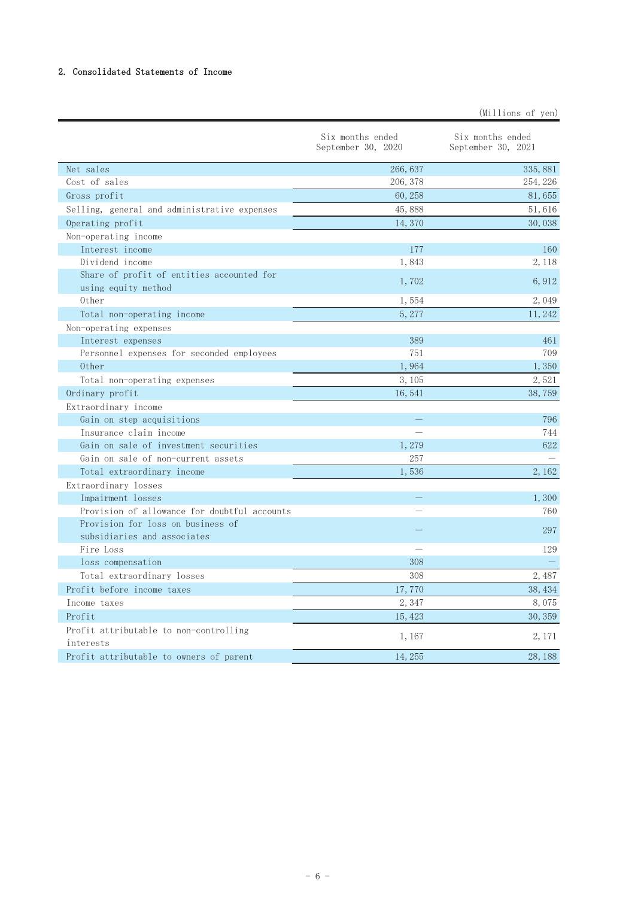## 2. Consolidated Statements of Income

(Millions of yen)

| | Six months ended September 30, 2020 | Six months ended September 30, 2021 |
|---|---|---|
| Net sales | 266,637 | 335,881 |
| Cost of sales | 206,378 | 254,226 |
| Gross profit | 60,258 | 81,655 |
| Selling, general and administrative expenses | 45,888 | 51,616 |
| Operating profit | 14,370 | 30,038 |
| Non-operating income | | |
| Interest income | 177 | 160 |
| Dividend income | 1,843 | 2,118 |
| Share of profit of entities accounted for using equity method | 1,702 | 6,912 |
| Other | 1,554 | 2,049 |
| Total non-operating income | 5,277 | 11,242 |
| Non-operating expenses | | |
| Interest expenses | 389 | 461 |
| Personnel expenses for seconded employees | 751 | 709 |
| Other | 1,964 | 1,350 |
| Total non-operating expenses | 3,105 | 2,521 |
| Ordinary profit | 16,541 | 38,759 |
| Extraordinary income | | |
| Gain on step acquisitions | ― | 796 |
| Insurance claim income | ― | 744 |
| Gain on sale of investment securities | 1,279 | 622 |
| Gain on sale of non-current assets | 257 | ― |
| Total extraordinary income | 1,536 | 2,162 |
| Extraordinary losses | | |
| Impairment losses | ― | 1,300 |
| Provision of allowance for doubtful accounts | ― | 760 |
| Provision for loss on business of subsidiaries and associates | ― | 297 |
| Fire Loss | ― | 129 |
| loss compensation | 308 | ― |
| Total extraordinary losses | 308 | 2,487 |
| Profit before income taxes | 17,770 | 38,434 |
| Income taxes | 2,347 | 8,075 |
| Profit | 15,423 | 30,359 |
| Profit attributable to non-controlling interests | 1,167 | 2,171 |
| Profit attributable to owners of parent | 14,255 | 28,188 |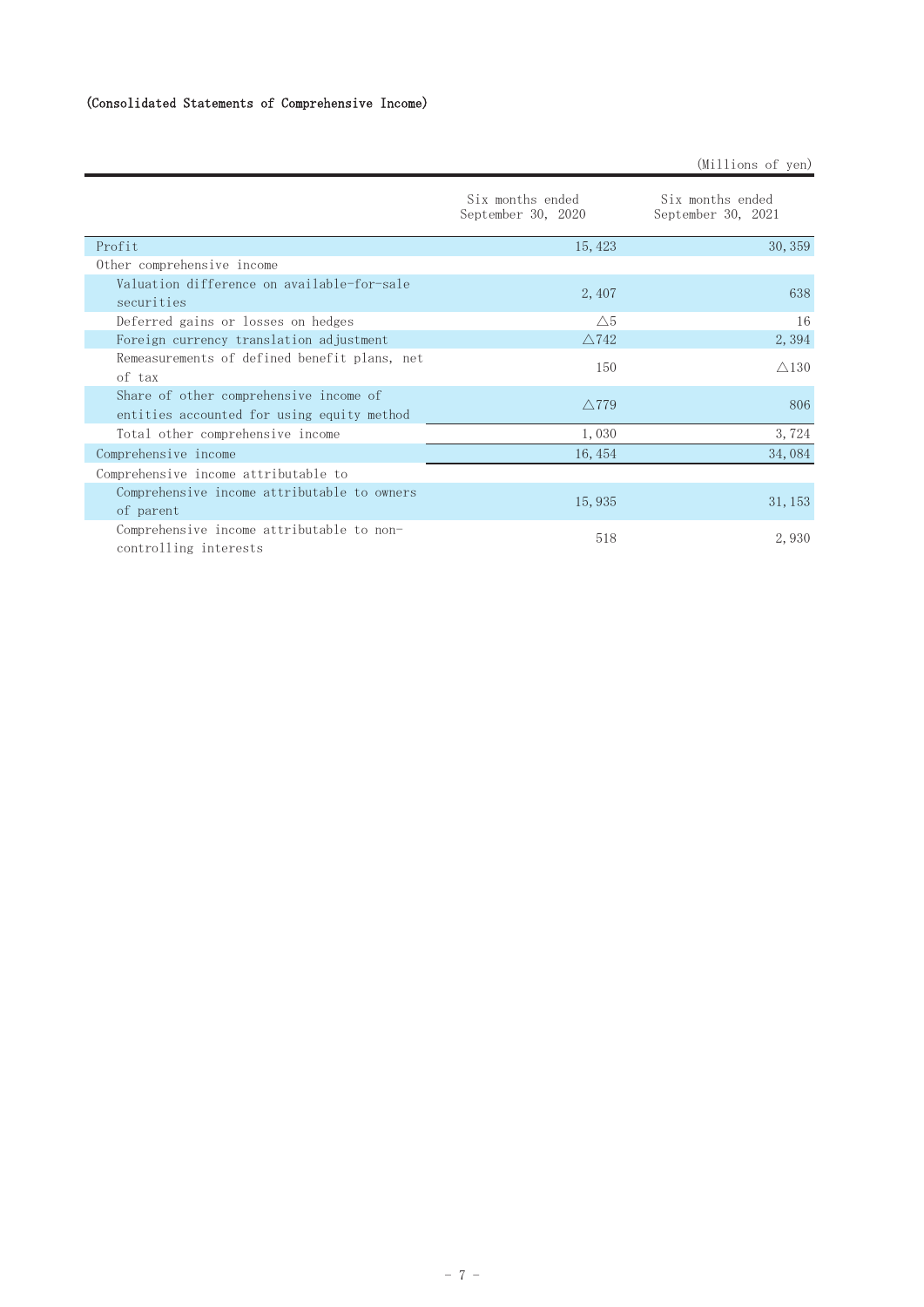(Consolidated Statements of Comprehensive Income)

(Millions of yen)

| | Six months ended September 30, 2020 | Six months ended September 30, 2021 |
|---|---|---|
| Profit | 15,423 | 30,359 |
| Other comprehensive income | | |
| Valuation difference on available-for-sale securities | 2,407 | 638 |
| Deferred gains or losses on hedges | △5 | 16 |
| Foreign currency translation adjustment | △742 | 2,394 |
| Remeasurements of defined benefit plans, net of tax | 150 | △130 |
| Share of other comprehensive income of entities accounted for using equity method | △779 | 806 |
| Total other comprehensive income | 1,030 | 3,724 |
| Comprehensive income | 16,454 | 34,084 |
| Comprehensive income attributable to | | |
| Comprehensive income attributable to owners of parent | 15,935 | 31,153 |
| Comprehensive income attributable to non-controlling interests | 518 | 2,930 |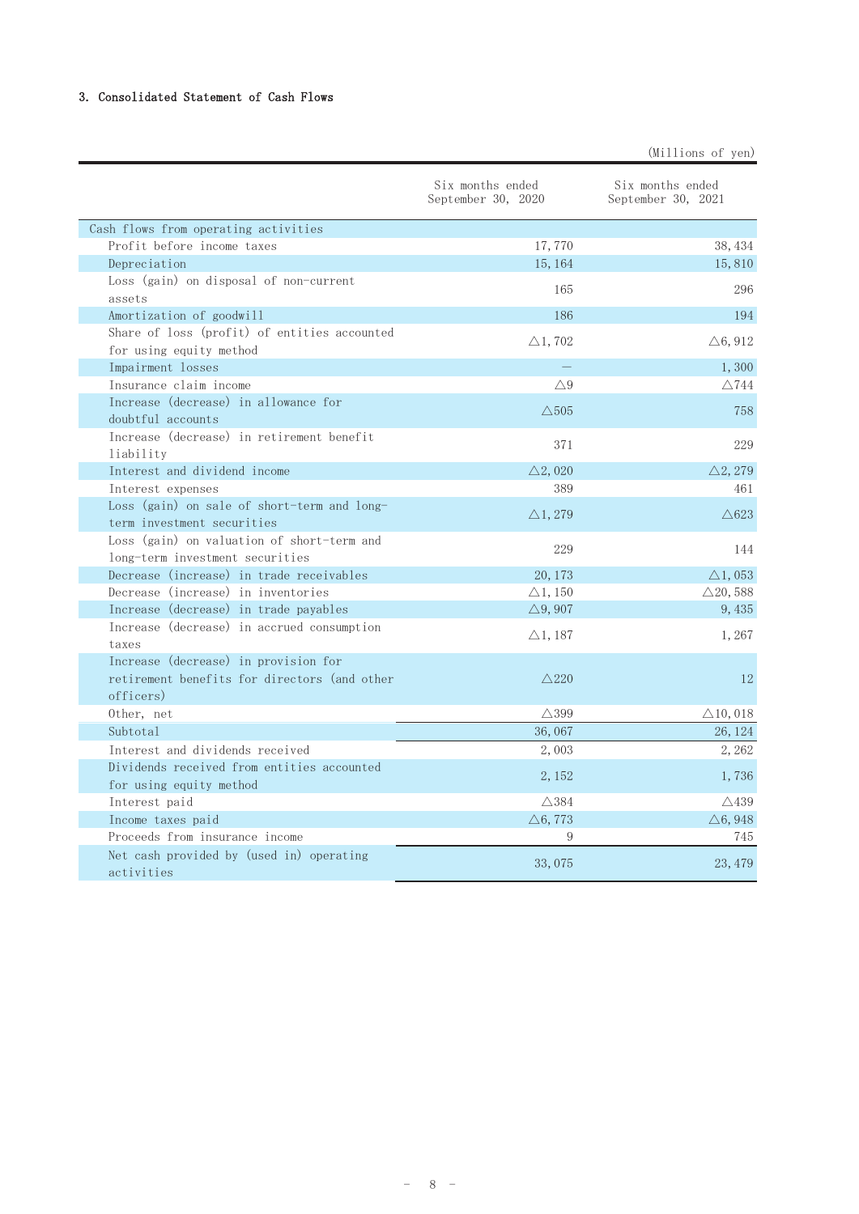### 3. Consolidated Statement of Cash Flows

(Millions of yen)

| | Six months ended September 30, 2020 | Six months ended September 30, 2021 |
|---|---|---|
| Cash flows from operating activities | | |
| Profit before income taxes | 17,770 | 38,434 |
| Depreciation | 15,164 | 15,810 |
| Loss (gain) on disposal of non-current assets | 165 | 296 |
| Amortization of goodwill | 186 | 194 |
| Share of loss (profit) of entities accounted for using equity method | △1,702 | △6,912 |
| Impairment losses | ― | 1,300 |
| Insurance claim income | △9 | △744 |
| Increase (decrease) in allowance for doubtful accounts | △505 | 758 |
| Increase (decrease) in retirement benefit liability | 371 | 229 |
| Interest and dividend income | △2,020 | △2,279 |
| Interest expenses | 389 | 461 |
| Loss (gain) on sale of short-term and long-term investment securities | △1,279 | △623 |
| Loss (gain) on valuation of short-term and long-term investment securities | 229 | 144 |
| Decrease (increase) in trade receivables | 20,173 | △1,053 |
| Decrease (increase) in inventories | △1,150 | △20,588 |
| Increase (decrease) in trade payables | △9,907 | 9,435 |
| Increase (decrease) in accrued consumption taxes | △1,187 | 1,267 |
| Increase (decrease) in provision for retirement benefits for directors (and other officers) | △220 | 12 |
| Other, net | △399 | △10,018 |
| Subtotal | 36,067 | 26,124 |
| Interest and dividends received | 2,003 | 2,262 |
| Dividends received from entities accounted for using equity method | 2,152 | 1,736 |
| Interest paid | △384 | △439 |
| Income taxes paid | △6,773 | △6,948 |
| Proceeds from insurance income | 9 | 745 |
| Net cash provided by (used in) operating activities | 33,075 | 23,479 |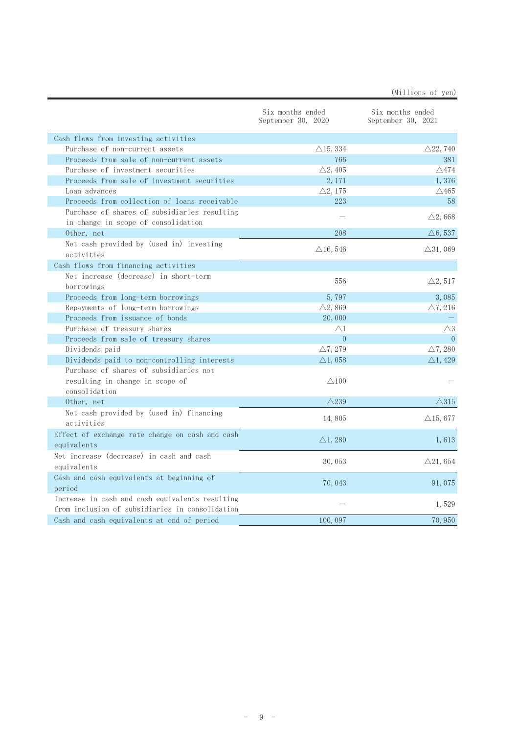(Millions of yen)

| | Six months ended September 30, 2020 | Six months ended September 30, 2021 |
|---|---|---|
| Cash flows from investing activities | | |
| Purchase of non-current assets | △15,334 | △22,740 |
| Proceeds from sale of non-current assets | 766 | 381 |
| Purchase of investment securities | △2,405 | △474 |
| Proceeds from sale of investment securities | 2,171 | 1,376 |
| Loan advances | △2,175 | △465 |
| Proceeds from collection of loans receivable | 223 | 58 |
| Purchase of shares of subsidiaries resulting in change in scope of consolidation | — | △2,668 |
| Other, net | 208 | △6,537 |
| Net cash provided by (used in) investing activities | △16,546 | △31,069 |
| Cash flows from financing activities | | |
| Net increase (decrease) in short-term borrowings | 556 | △2,517 |
| Proceeds from long-term borrowings | 5,797 | 3,085 |
| Repayments of long-term borrowings | △2,869 | △7,216 |
| Proceeds from issuance of bonds | 20,000 | — |
| Purchase of treasury shares | △1 | △3 |
| Proceeds from sale of treasury shares | 0 | 0 |
| Dividends paid | △7,279 | △7,280 |
| Dividends paid to non-controlling interests | △1,058 | △1,429 |
| Purchase of shares of subsidiaries not resulting in change in scope of consolidation | △100 | — |
| Other, net | △239 | △315 |
| Net cash provided by (used in) financing activities | 14,805 | △15,677 |
| Effect of exchange rate change on cash and cash equivalents | △1,280 | 1,613 |
| Net increase (decrease) in cash and cash equivalents | 30,053 | △21,654 |
| Cash and cash equivalents at beginning of period | 70,043 | 91,075 |
| Increase in cash and cash equivalents resulting from inclusion of subsidiaries in consolidation | — | 1,529 |
| Cash and cash equivalents at end of period | 100,097 | 70,950 |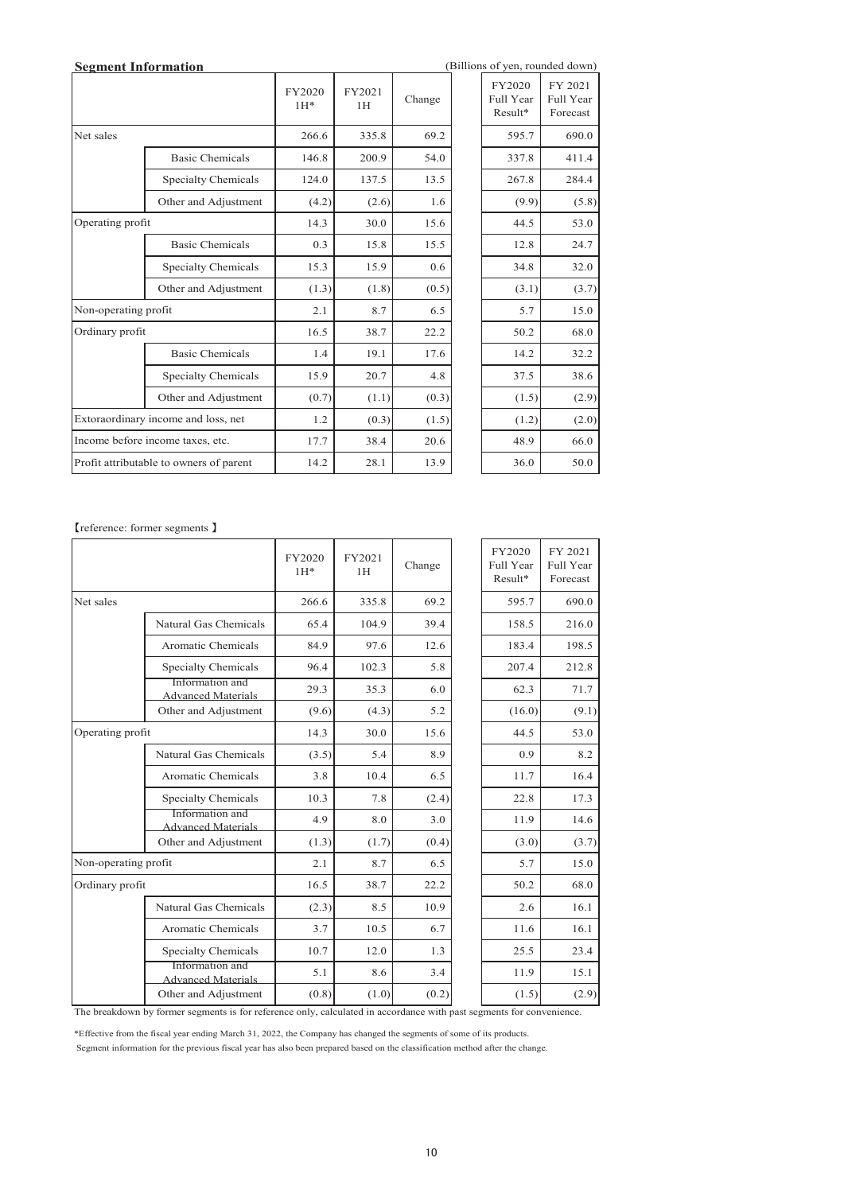**Segment Information**

(Billions of yen, rounded down)

| | | FY2020 1H* | FY2021 1H | Change | FY2020 Full Year Result* | FY 2021 Full Year Forecast |
|---|---|---|---|---|---|---|
| Net sales | | 266.6 | 335.8 | 69.2 | 595.7 | 690.0 |
| | Basic Chemicals | 146.8 | 200.9 | 54.0 | 337.8 | 411.4 |
| | Specialty Chemicals | 124.0 | 137.5 | 13.5 | 267.8 | 284.4 |
| | Other and Adjustment | (4.2) | (2.6) | 1.6 | (9.9) | (5.8) |
| Operating profit | | 14.3 | 30.0 | 15.6 | 44.5 | 53.0 |
| | Basic Chemicals | 0.3 | 15.8 | 15.5 | 12.8 | 24.7 |
| | Specialty Chemicals | 15.3 | 15.9 | 0.6 | 34.8 | 32.0 |
| | Other and Adjustment | (1.3) | (1.8) | (0.5) | (3.1) | (3.7) |
| Non-operating profit | | 2.1 | 8.7 | 6.5 | 5.7 | 15.0 |
| Ordinary profit | | 16.5 | 38.7 | 22.2 | 50.2 | 68.0 |
| | Basic Chemicals | 1.4 | 19.1 | 17.6 | 14.2 | 32.2 |
| | Specialty Chemicals | 15.9 | 20.7 | 4.8 | 37.5 | 38.6 |
| | Other and Adjustment | (0.7) | (1.1) | (0.3) | (1.5) | (2.9) |
| Extoraordinary income and loss, net | | 1.2 | (0.3) | (1.5) | (1.2) | (2.0) |
| Income before income taxes, etc. | | 17.7 | 38.4 | 20.6 | 48.9 | 66.0 |
| Profit attributable to owners of parent | | 14.2 | 28.1 | 13.9 | 36.0 | 50.0 |

【reference: former segments 】

| | | FY2020 1H* | FY2021 1H | Change | FY2020 Full Year Result* | FY 2021 Full Year Forecast |
|---|---|---|---|---|---|---|
| Net sales | | 266.6 | 335.8 | 69.2 | 595.7 | 690.0 |
| | Natural Gas Chemicals | 65.4 | 104.9 | 39.4 | 158.5 | 216.0 |
| | Aromatic Chemicals | 84.9 | 97.6 | 12.6 | 183.4 | 198.5 |
| | Specialty Chemicals | 96.4 | 102.3 | 5.8 | 207.4 | 212.8 |
| | Information and Advanced Materials | 29.3 | 35.3 | 6.0 | 62.3 | 71.7 |
| | Other and Adjustment | (9.6) | (4.3) | 5.2 | (16.0) | (9.1) |
| Operating profit | | 14.3 | 30.0 | 15.6 | 44.5 | 53.0 |
| | Natural Gas Chemicals | (3.5) | 5.4 | 8.9 | 0.9 | 8.2 |
| | Aromatic Chemicals | 3.8 | 10.4 | 6.5 | 11.7 | 16.4 |
| | Specialty Chemicals | 10.3 | 7.8 | (2.4) | 22.8 | 17.3 |
| | Information and Advanced Materials | 4.9 | 8.0 | 3.0 | 11.9 | 14.6 |
| | Other and Adjustment | (1.3) | (1.7) | (0.4) | (3.0) | (3.7) |
| Non-operating profit | | 2.1 | 8.7 | 6.5 | 5.7 | 15.0 |
| Ordinary profit | | 16.5 | 38.7 | 22.2 | 50.2 | 68.0 |
| | Natural Gas Chemicals | (2.3) | 8.5 | 10.9 | 2.6 | 16.1 |
| | Aromatic Chemicals | 3.7 | 10.5 | 6.7 | 11.6 | 16.1 |
| | Specialty Chemicals | 10.7 | 12.0 | 1.3 | 25.5 | 23.4 |
| | Information and Advanced Materials | 5.1 | 8.6 | 3.4 | 11.9 | 15.1 |
| | Other and Adjustment | (0.8) | (1.0) | (0.2) | (1.5) | (2.9) |

The breakdown by former segments is for reference only, calculated in accordance with past segments for convenience.

*Effective from the fiscal year ending March 31, 2022, the Company has changed the segments of some of its products.
Segment information for the previous fiscal year has also been prepared based on the classification method after the change.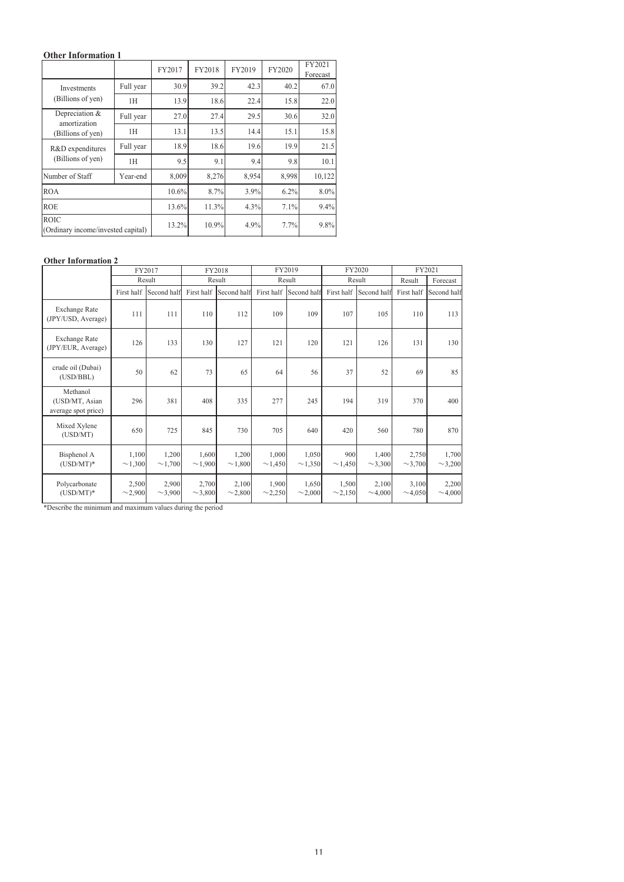**Other Information 1**

| | | FY2017 | FY2018 | FY2019 | FY2020 | FY2021 Forecast |
|---|---|---|---|---|---|---|
| Investments (Billions of yen) | Full year | 30.9 | 39.2 | 42.3 | 40.2 | 67.0 |
| | 1H | 13.9 | 18.6 | 22.4 | 15.8 | 22.0 |
| Depreciation & amortization (Billions of yen) | Full year | 27.0 | 27.4 | 29.5 | 30.6 | 32.0 |
| | 1H | 13.1 | 13.5 | 14.4 | 15.1 | 15.8 |
| R&D expenditures (Billions of yen) | Full year | 18.9 | 18.6 | 19.6 | 19.9 | 21.5 |
| | 1H | 9.5 | 9.1 | 9.4 | 9.8 | 10.1 |
| Number of Staff | Year-end | 8,009 | 8,276 | 8,954 | 8,998 | 10,122 |
| ROA | | 10.6% | 8.7% | 3.9% | 6.2% | 8.0% |
| ROE | | 13.6% | 11.3% | 4.3% | 7.1% | 9.4% |
| ROIC (Ordinary income/invested capital) | | 13.2% | 10.9% | 4.9% | 7.7% | 9.8% |

**Other Information 2**

| | FY2017 | | FY2018 | | FY2019 | | FY2020 | | FY2021 | |
|---|---|---|---|---|---|---|---|---|---|---|
| | Result | | Result | | Result | | Result | | Result | Forecast |
| | First half | Second half | First half | Second half | First half | Second half | First half | Second half | First half | Second half |
| Exchange Rate (JPY/USD, Average) | 111 | 111 | 110 | 112 | 109 | 109 | 107 | 105 | 110 | 113 |
| Exchange Rate (JPY/EUR, Average) | 126 | 133 | 130 | 127 | 121 | 120 | 121 | 126 | 131 | 130 |
| crude oil (Dubai) (USD/BBL) | 50 | 62 | 73 | 65 | 64 | 56 | 37 | 52 | 69 | 85 |
| Methanol (USD/MT, Asian average spot price) | 296 | 381 | 408 | 335 | 277 | 245 | 194 | 319 | 370 | 400 |
| Mixed Xylene (USD/MT) | 650 | 725 | 845 | 730 | 705 | 640 | 420 | 560 | 780 | 870 |
| Bisphenol A (USD/MT)* | 1,100 ～1,300 | 1,200 ～1,700 | 1,600 ～1,900 | 1,200 ～1,800 | 1,000 ～1,450 | 1,050 ～1,350 | 900 ～1,450 | 1,400 ～3,300 | 2,750 ～3,700 | 1,700 ～3,200 |
| Polycarbonate (USD/MT)* | 2,500 ～2,900 | 2,900 ～3,900 | 2,700 ～3,800 | 2,100 ～2,800 | 1,900 ～2,250 | 1,650 ～2,000 | 1,500 ～2,150 | 2,100 ～4,000 | 3,100 ～4,050 | 2,200 ～4,000 |

*Describe the minimum and maximum values during the period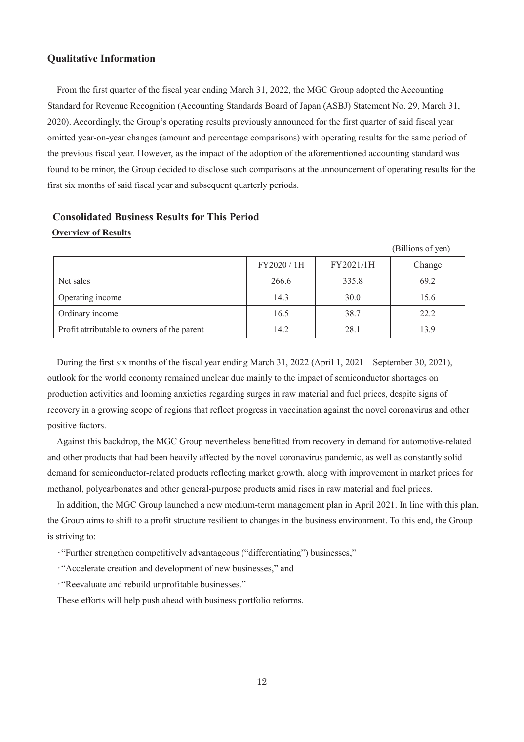## Qualitative Information

From the first quarter of the fiscal year ending March 31, 2022, the MGC Group adopted the Accounting Standard for Revenue Recognition (Accounting Standards Board of Japan (ASBJ) Statement No. 29, March 31, 2020). Accordingly, the Group's operating results previously announced for the first quarter of said fiscal year omitted year-on-year changes (amount and percentage comparisons) with operating results for the same period of the previous fiscal year. However, as the impact of the adoption of the aforementioned accounting standard was found to be minor, the Group decided to disclose such comparisons at the announcement of operating results for the first six months of said fiscal year and subsequent quarterly periods.

### Consolidated Business Results for This Period

**Overview of Results**

(Billions of yen)

| | FY2020 / 1H | FY2021/1H | Change |
|---|---|---|---|
| Net sales | 266.6 | 335.8 | 69.2 |
| Operating income | 14.3 | 30.0 | 15.6 |
| Ordinary income | 16.5 | 38.7 | 22.2 |
| Profit attributable to owners of the parent | 14.2 | 28.1 | 13.9 |

During the first six months of the fiscal year ending March 31, 2022 (April 1, 2021 – September 30, 2021), outlook for the world economy remained unclear due mainly to the impact of semiconductor shortages on production activities and looming anxieties regarding surges in raw material and fuel prices, despite signs of recovery in a growing scope of regions that reflect progress in vaccination against the novel coronavirus and other positive factors.

Against this backdrop, the MGC Group nevertheless benefitted from recovery in demand for automotive-related and other products that had been heavily affected by the novel coronavirus pandemic, as well as constantly solid demand for semiconductor-related products reflecting market growth, along with improvement in market prices for methanol, polycarbonates and other general-purpose products amid rises in raw material and fuel prices.

In addition, the MGC Group launched a new medium-term management plan in April 2021. In line with this plan, the Group aims to shift to a profit structure resilient to changes in the business environment. To this end, the Group is striving to:

- "Further strengthen competitively advantageous ("differentiating") businesses,"
- "Accelerate creation and development of new businesses," and
- "Reevaluate and rebuild unprofitable businesses."

These efforts will help push ahead with business portfolio reforms.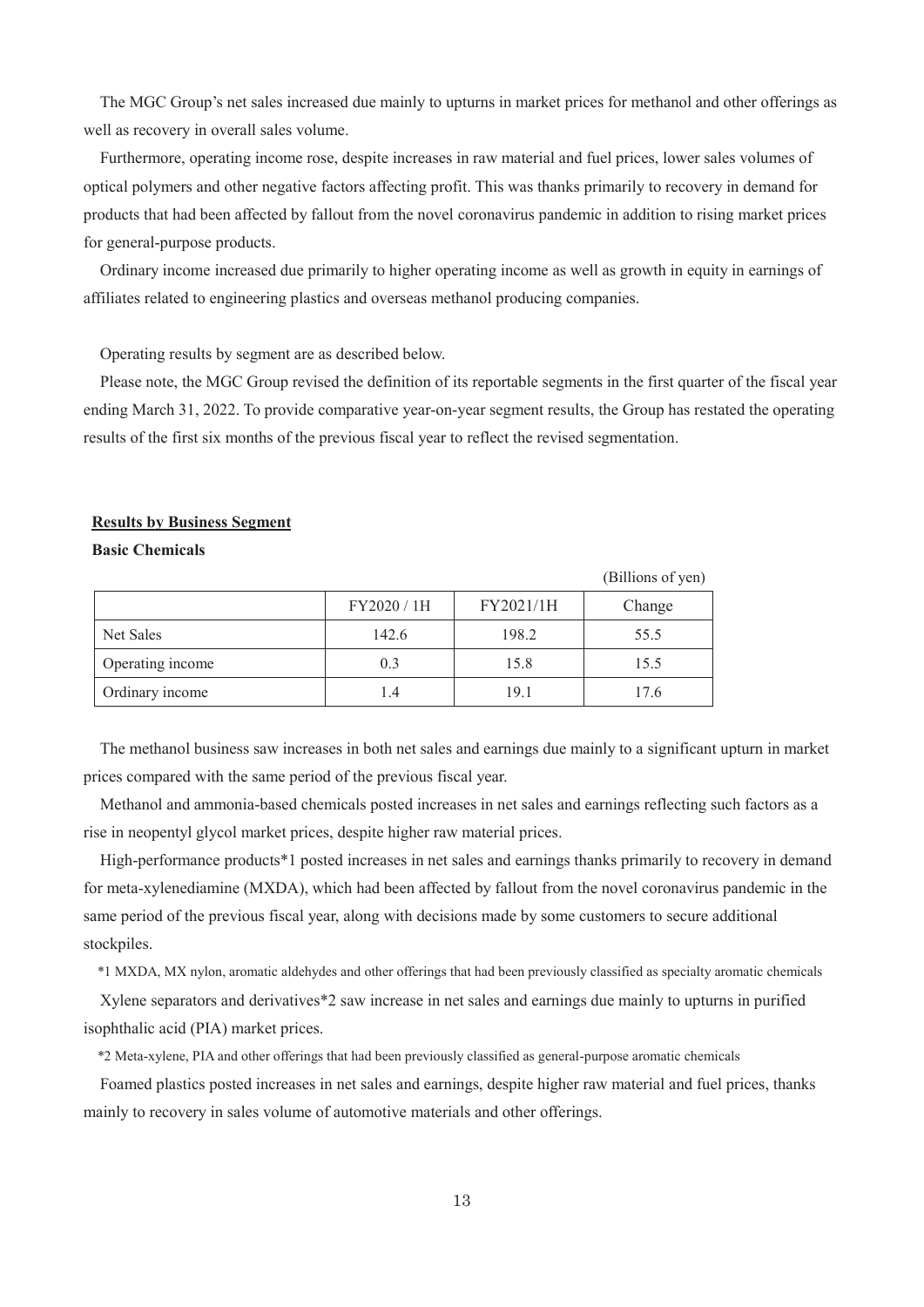The MGC Group's net sales increased due mainly to upturns in market prices for methanol and other offerings as well as recovery in overall sales volume.

Furthermore, operating income rose, despite increases in raw material and fuel prices, lower sales volumes of optical polymers and other negative factors affecting profit. This was thanks primarily to recovery in demand for products that had been affected by fallout from the novel coronavirus pandemic in addition to rising market prices for general-purpose products.

Ordinary income increased due primarily to higher operating income as well as growth in equity in earnings of affiliates related to engineering plastics and overseas methanol producing companies.

Operating results by segment are as described below.

Please note, the MGC Group revised the definition of its reportable segments in the first quarter of the fiscal year ending March 31, 2022. To provide comparative year-on-year segment results, the Group has restated the operating results of the first six months of the previous fiscal year to reflect the revised segmentation.

## Results by Business Segment

### Basic Chemicals

(Billions of yen)

| | FY2020 / 1H | FY2021/1H | Change |
|---|---|---|---|
| Net Sales | 142.6 | 198.2 | 55.5 |
| Operating income | 0.3 | 15.8 | 15.5 |
| Ordinary income | 1.4 | 19.1 | 17.6 |

The methanol business saw increases in both net sales and earnings due mainly to a significant upturn in market prices compared with the same period of the previous fiscal year.

Methanol and ammonia-based chemicals posted increases in net sales and earnings reflecting such factors as a rise in neopentyl glycol market prices, despite higher raw material prices.

High-performance products*1 posted increases in net sales and earnings thanks primarily to recovery in demand for meta-xylenediamine (MXDA), which had been affected by fallout from the novel coronavirus pandemic in the same period of the previous fiscal year, along with decisions made by some customers to secure additional stockpiles.

*1 MXDA, MX nylon, aromatic aldehydes and other offerings that had been previously classified as specialty aromatic chemicals

Xylene separators and derivatives*2 saw increase in net sales and earnings due mainly to upturns in purified isophthalic acid (PIA) market prices.

*2 Meta-xylene, PIA and other offerings that had been previously classified as general-purpose aromatic chemicals

Foamed plastics posted increases in net sales and earnings, despite higher raw material and fuel prices, thanks mainly to recovery in sales volume of automotive materials and other offerings.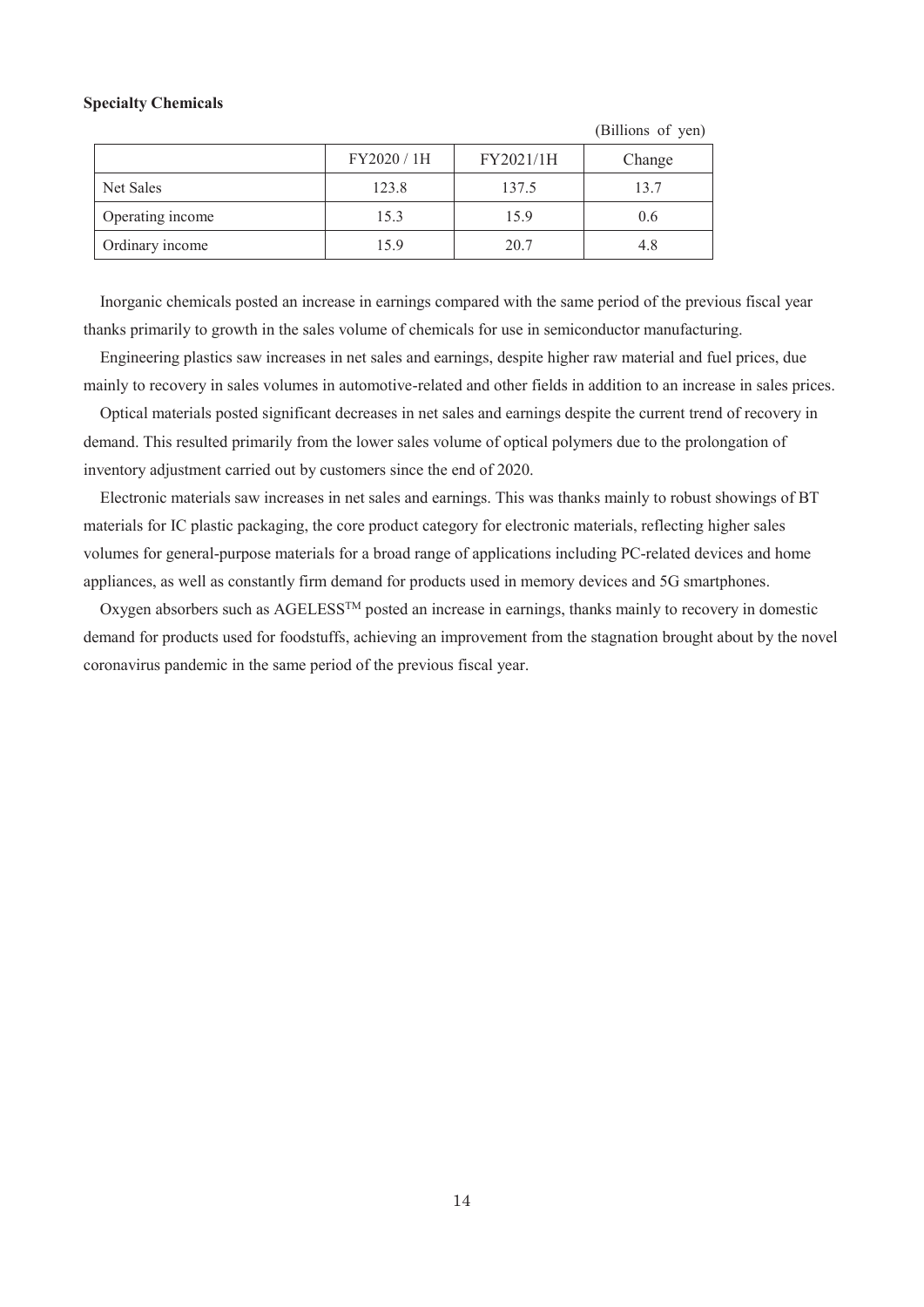**Specialty Chemicals**

(Billions of yen)

| | FY2020 / 1H | FY2021/1H | Change |
|---|---|---|---|
| Net Sales | 123.8 | 137.5 | 13.7 |
| Operating income | 15.3 | 15.9 | 0.6 |
| Ordinary income | 15.9 | 20.7 | 4.8 |

Inorganic chemicals posted an increase in earnings compared with the same period of the previous fiscal year thanks primarily to growth in the sales volume of chemicals for use in semiconductor manufacturing.

Engineering plastics saw increases in net sales and earnings, despite higher raw material and fuel prices, due mainly to recovery in sales volumes in automotive-related and other fields in addition to an increase in sales prices.

Optical materials posted significant decreases in net sales and earnings despite the current trend of recovery in demand. This resulted primarily from the lower sales volume of optical polymers due to the prolongation of inventory adjustment carried out by customers since the end of 2020.

Electronic materials saw increases in net sales and earnings. This was thanks mainly to robust showings of BT materials for IC plastic packaging, the core product category for electronic materials, reflecting higher sales volumes for general-purpose materials for a broad range of applications including PC-related devices and home appliances, as well as constantly firm demand for products used in memory devices and 5G smartphones.

Oxygen absorbers such as AGELESS™ posted an increase in earnings, thanks mainly to recovery in domestic demand for products used for foodstuffs, achieving an improvement from the stagnation brought about by the novel coronavirus pandemic in the same period of the previous fiscal year.